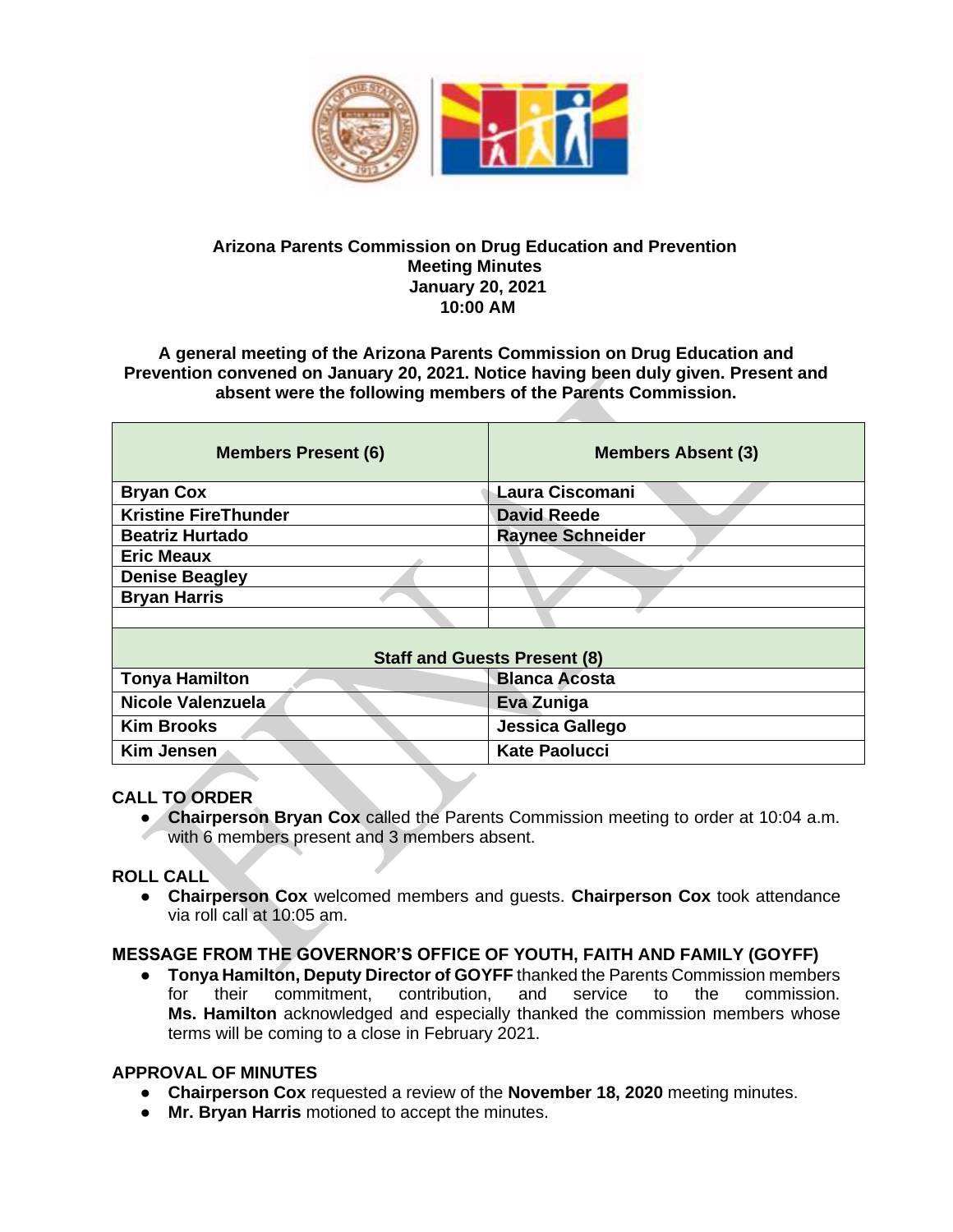**Arizona Parents Commission on Drug Education and Prevention**
**Meeting Minutes**
**January 20, 2021**
**10:00 AM**

**A general meeting of the Arizona Parents Commission on Drug Education and Prevention convened on January 20, 2021. Notice having been duly given. Present and absent were the following members of the Parents Commission.**

| Members Present (6) | Members Absent (3) |
|---|---|
| **Bryan Cox** | **Laura Ciscomani** |
| **Kristine FireThunder** | **David Reede** |
| **Beatriz Hurtado** | **Raynee Schneider** |
| **Eric Meaux** | |
| **Denise Beagley** | |
| **Bryan Harris** | |
| | |
| **Staff and Guests Present (8)** | |
| **Tonya Hamilton** | **Blanca Acosta** |
| **Nicole Valenzuela** | **Eva Zuniga** |
| **Kim Brooks** | **Jessica Gallego** |
| **Kim Jensen** | **Kate Paolucci** |

**CALL TO ORDER**

- **Chairperson Bryan Cox** called the Parents Commission meeting to order at 10:04 a.m. with 6 members present and 3 members absent.

**ROLL CALL**

- **Chairperson Cox** welcomed members and guests. **Chairperson Cox** took attendance via roll call at 10:05 am.

**MESSAGE FROM THE GOVERNOR'S OFFICE OF YOUTH, FAITH AND FAMILY (GOYFF)**

- **Tonya Hamilton, Deputy Director of GOYFF** thanked the Parents Commission members for their commitment, contribution, and service to the commission. **Ms. Hamilton** acknowledged and especially thanked the commission members whose terms will be coming to a close in February 2021.

**APPROVAL OF MINUTES**

- **Chairperson Cox** requested a review of the **November 18, 2020** meeting minutes.
- **Mr. Bryan Harris** motioned to accept the minutes.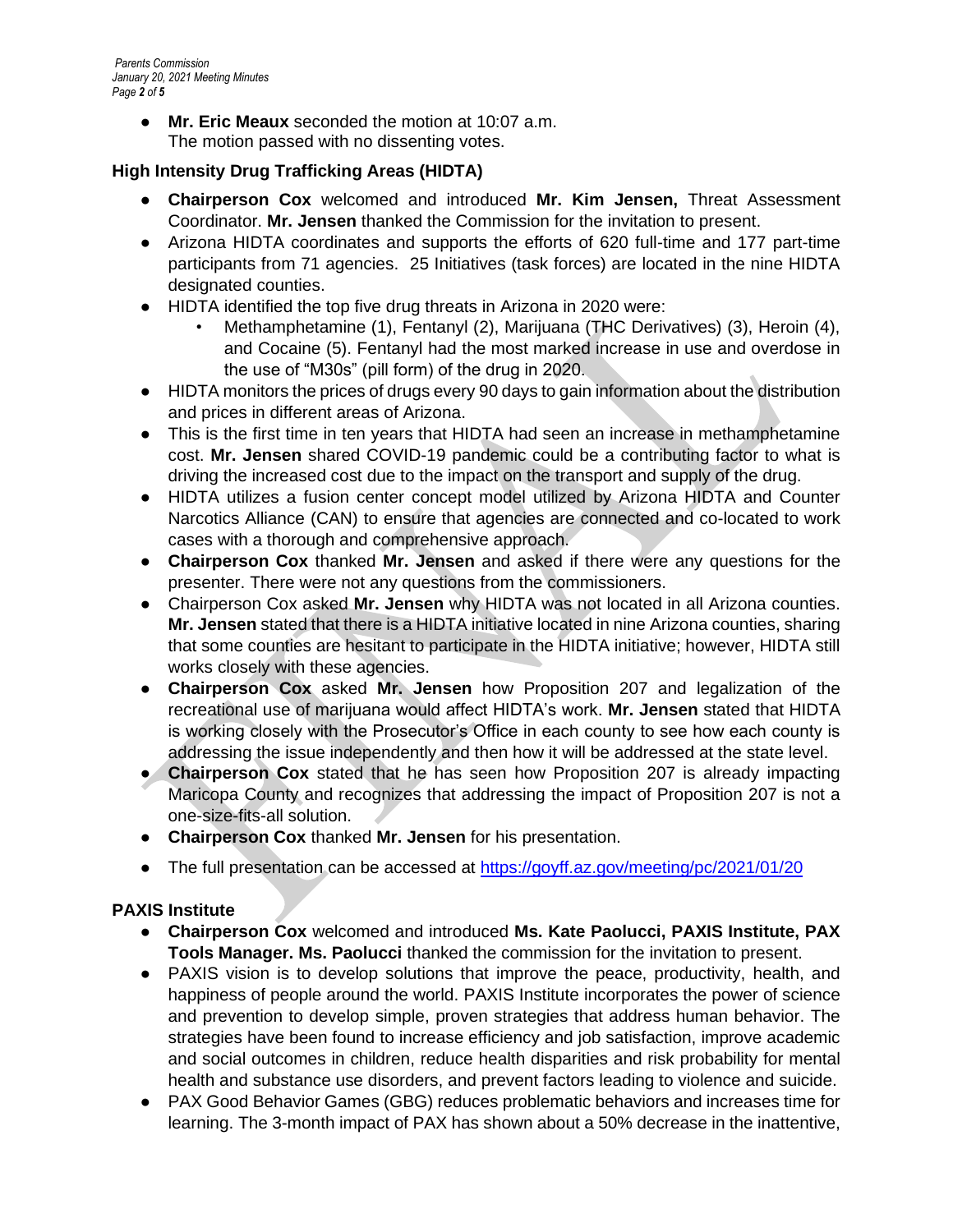- **Mr. Eric Meaux** seconded the motion at 10:07 a.m.
  The motion passed with no dissenting votes.

**High Intensity Drug Trafficking Areas (HIDTA)**

- **Chairperson Cox** welcomed and introduced **Mr. Kim Jensen,** Threat Assessment Coordinator. **Mr. Jensen** thanked the Commission for the invitation to present.
- Arizona HIDTA coordinates and supports the efforts of 620 full-time and 177 part-time participants from 71 agencies. 25 Initiatives (task forces) are located in the nine HIDTA designated counties.
- HIDTA identified the top five drug threats in Arizona in 2020 were:
  - Methamphetamine (1), Fentanyl (2), Marijuana (THC Derivatives) (3), Heroin (4), and Cocaine (5). Fentanyl had the most marked increase in use and overdose in the use of "M30s" (pill form) of the drug in 2020.
- HIDTA monitors the prices of drugs every 90 days to gain information about the distribution and prices in different areas of Arizona.
- This is the first time in ten years that HIDTA had seen an increase in methamphetamine cost. **Mr. Jensen** shared COVID-19 pandemic could be a contributing factor to what is driving the increased cost due to the impact on the transport and supply of the drug.
- HIDTA utilizes a fusion center concept model utilized by Arizona HIDTA and Counter Narcotics Alliance (CAN) to ensure that agencies are connected and co-located to work cases with a thorough and comprehensive approach.
- **Chairperson Cox** thanked **Mr. Jensen** and asked if there were any questions for the presenter. There were not any questions from the commissioners.
- Chairperson Cox asked **Mr. Jensen** why HIDTA was not located in all Arizona counties. **Mr. Jensen** stated that there is a HIDTA initiative located in nine Arizona counties, sharing that some counties are hesitant to participate in the HIDTA initiative; however, HIDTA still works closely with these agencies.
- **Chairperson Cox** asked **Mr. Jensen** how Proposition 207 and legalization of the recreational use of marijuana would affect HIDTA's work. **Mr. Jensen** stated that HIDTA is working closely with the Prosecutor's Office in each county to see how each county is addressing the issue independently and then how it will be addressed at the state level.
- **Chairperson Cox** stated that he has seen how Proposition 207 is already impacting Maricopa County and recognizes that addressing the impact of Proposition 207 is not a one-size-fits-all solution.
- **Chairperson Cox** thanked **Mr. Jensen** for his presentation.
- The full presentation can be accessed at [https://goyff.az.gov/meeting/pc/2021/01/20](https://goyff.az.gov/meeting/pc/2021/01/20)

**PAXIS Institute**

- **Chairperson Cox** welcomed and introduced **Ms. Kate Paolucci, PAXIS Institute, PAX Tools Manager. Ms. Paolucci** thanked the commission for the invitation to present.
- PAXIS vision is to develop solutions that improve the peace, productivity, health, and happiness of people around the world. PAXIS Institute incorporates the power of science and prevention to develop simple, proven strategies that address human behavior. The strategies have been found to increase efficiency and job satisfaction, improve academic and social outcomes in children, reduce health disparities and risk probability for mental health and substance use disorders, and prevent factors leading to violence and suicide.
- PAX Good Behavior Games (GBG) reduces problematic behaviors and increases time for learning. The 3-month impact of PAX has shown about a 50% decrease in the inattentive,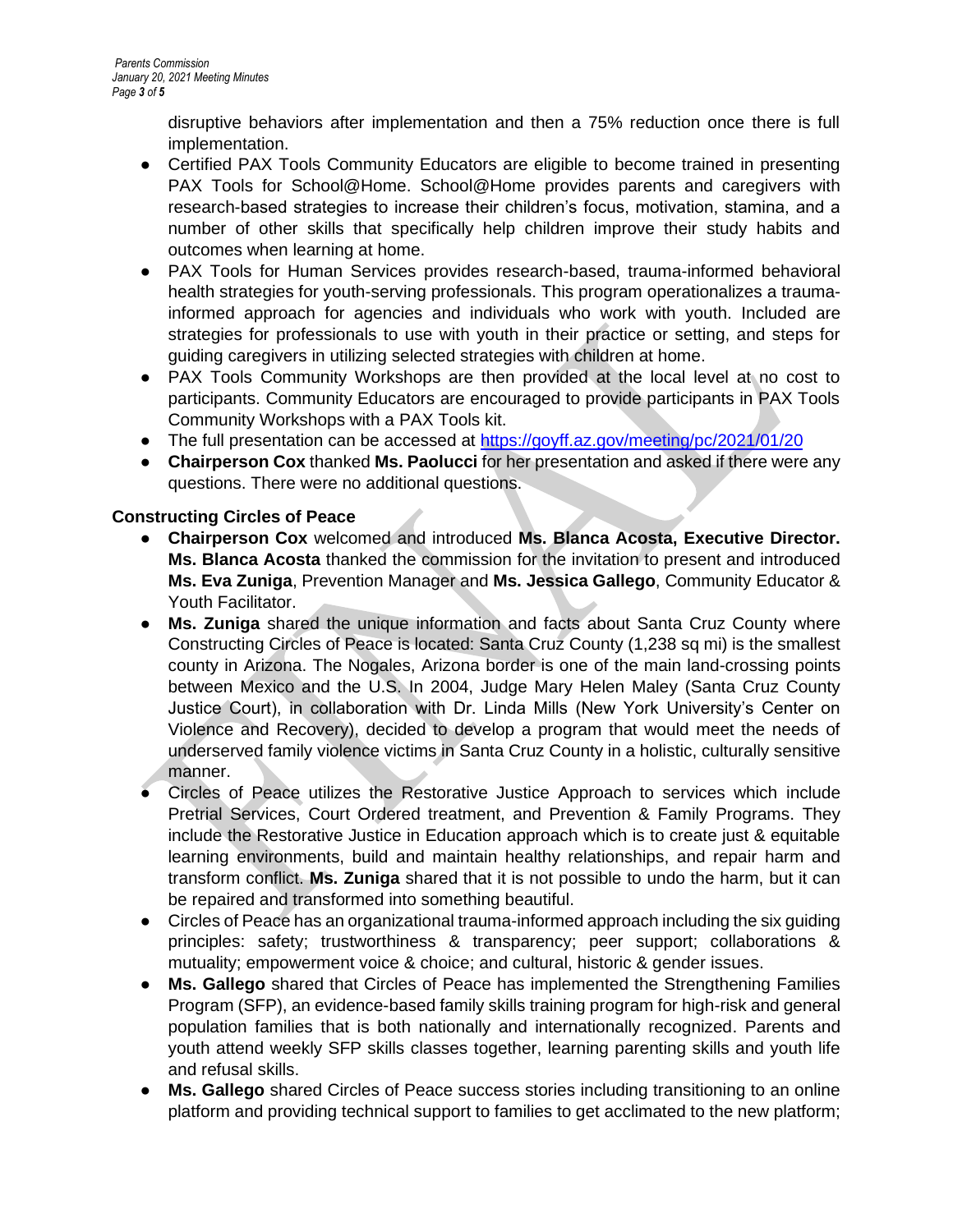disruptive behaviors after implementation and then a 75% reduction once there is full implementation.

- Certified PAX Tools Community Educators are eligible to become trained in presenting PAX Tools for School@Home. School@Home provides parents and caregivers with research-based strategies to increase their children's focus, motivation, stamina, and a number of other skills that specifically help children improve their study habits and outcomes when learning at home.
- PAX Tools for Human Services provides research-based, trauma-informed behavioral health strategies for youth-serving professionals. This program operationalizes a trauma-informed approach for agencies and individuals who work with youth. Included are strategies for professionals to use with youth in their practice or setting, and steps for guiding caregivers in utilizing selected strategies with children at home.
- PAX Tools Community Workshops are then provided at the local level at no cost to participants. Community Educators are encouraged to provide participants in PAX Tools Community Workshops with a PAX Tools kit.
- The full presentation can be accessed at [https://goyff.az.gov/meeting/pc/2021/01/20](https://goyff.az.gov/meeting/pc/2021/01/20)
- **Chairperson Cox** thanked **Ms. Paolucci** for her presentation and asked if there were any questions. There were no additional questions.

**Constructing Circles of Peace**

- **Chairperson Cox** welcomed and introduced **Ms. Blanca Acosta, Executive Director. Ms. Blanca Acosta** thanked the commission for the invitation to present and introduced **Ms. Eva Zuniga**, Prevention Manager and **Ms. Jessica Gallego**, Community Educator & Youth Facilitator.
- **Ms. Zuniga** shared the unique information and facts about Santa Cruz County where Constructing Circles of Peace is located: Santa Cruz County (1,238 sq mi) is the smallest county in Arizona. The Nogales, Arizona border is one of the main land-crossing points between Mexico and the U.S. In 2004, Judge Mary Helen Maley (Santa Cruz County Justice Court), in collaboration with Dr. Linda Mills (New York University's Center on Violence and Recovery), decided to develop a program that would meet the needs of underserved family violence victims in Santa Cruz County in a holistic, culturally sensitive manner.
- Circles of Peace utilizes the Restorative Justice Approach to services which include Pretrial Services, Court Ordered treatment, and Prevention & Family Programs. They include the Restorative Justice in Education approach which is to create just & equitable learning environments, build and maintain healthy relationships, and repair harm and transform conflict. **Ms. Zuniga** shared that it is not possible to undo the harm, but it can be repaired and transformed into something beautiful.
- Circles of Peace has an organizational trauma-informed approach including the six guiding principles: safety; trustworthiness & transparency; peer support; collaborations & mutuality; empowerment voice & choice; and cultural, historic & gender issues.
- **Ms. Gallego** shared that Circles of Peace has implemented the Strengthening Families Program (SFP), an evidence-based family skills training program for high-risk and general population families that is both nationally and internationally recognized. Parents and youth attend weekly SFP skills classes together, learning parenting skills and youth life and refusal skills.
- **Ms. Gallego** shared Circles of Peace success stories including transitioning to an online platform and providing technical support to families to get acclimated to the new platform;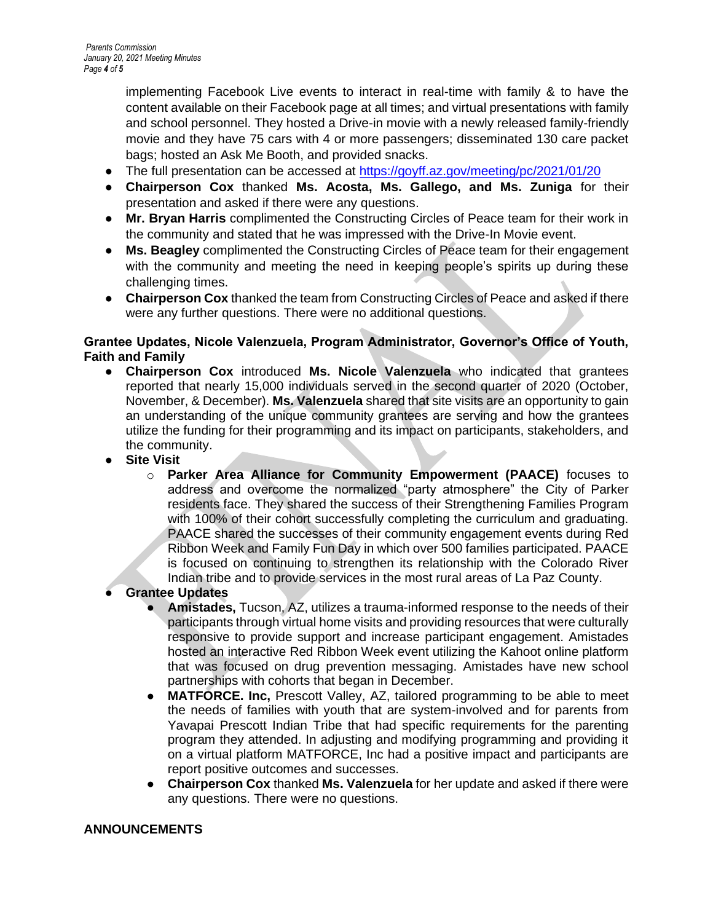implementing Facebook Live events to interact in real-time with family & to have the content available on their Facebook page at all times; and virtual presentations with family and school personnel. They hosted a Drive-in movie with a newly released family-friendly movie and they have 75 cars with 4 or more passengers; disseminated 130 care packet bags; hosted an Ask Me Booth, and provided snacks.

- The full presentation can be accessed at [https://goyff.az.gov/meeting/pc/2021/01/20](https://goyff.az.gov/meeting/pc/2021/01/20)
- **Chairperson Cox** thanked **Ms. Acosta, Ms. Gallego, and Ms. Zuniga** for their presentation and asked if there were any questions.
- **Mr. Bryan Harris** complimented the Constructing Circles of Peace team for their work in the community and stated that he was impressed with the Drive-In Movie event.
- **Ms. Beagley** complimented the Constructing Circles of Peace team for their engagement with the community and meeting the need in keeping people's spirits up during these challenging times.
- **Chairperson Cox** thanked the team from Constructing Circles of Peace and asked if there were any further questions. There were no additional questions.

**Grantee Updates, Nicole Valenzuela, Program Administrator, Governor's Office of Youth, Faith and Family**

- **Chairperson Cox** introduced **Ms. Nicole Valenzuela** who indicated that grantees reported that nearly 15,000 individuals served in the second quarter of 2020 (October, November, & December). **Ms. Valenzuela** shared that site visits are an opportunity to gain an understanding of the unique community grantees are serving and how the grantees utilize the funding for their programming and its impact on participants, stakeholders, and the community.
- **Site Visit**
    - **Parker Area Alliance for Community Empowerment (PAACE)** focuses to address and overcome the normalized "party atmosphere" the City of Parker residents face. They shared the success of their Strengthening Families Program with 100% of their cohort successfully completing the curriculum and graduating. PAACE shared the successes of their community engagement events during Red Ribbon Week and Family Fun Day in which over 500 families participated. PAACE is focused on continuing to strengthen its relationship with the Colorado River Indian tribe and to provide services in the most rural areas of La Paz County.
- **Grantee Updates**
    - **Amistades,** Tucson, AZ, utilizes a trauma-informed response to the needs of their participants through virtual home visits and providing resources that were culturally responsive to provide support and increase participant engagement. Amistades hosted an interactive Red Ribbon Week event utilizing the Kahoot online platform that was focused on drug prevention messaging. Amistades have new school partnerships with cohorts that began in December.
    - **MATFORCE. Inc,** Prescott Valley, AZ, tailored programming to be able to meet the needs of families with youth that are system-involved and for parents from Yavapai Prescott Indian Tribe that had specific requirements for the parenting program they attended. In adjusting and modifying programming and providing it on a virtual platform MATFORCE, Inc had a positive impact and participants are report positive outcomes and successes.
    - **Chairperson Cox** thanked **Ms. Valenzuela** for her update and asked if there were any questions. There were no questions.

**ANNOUNCEMENTS**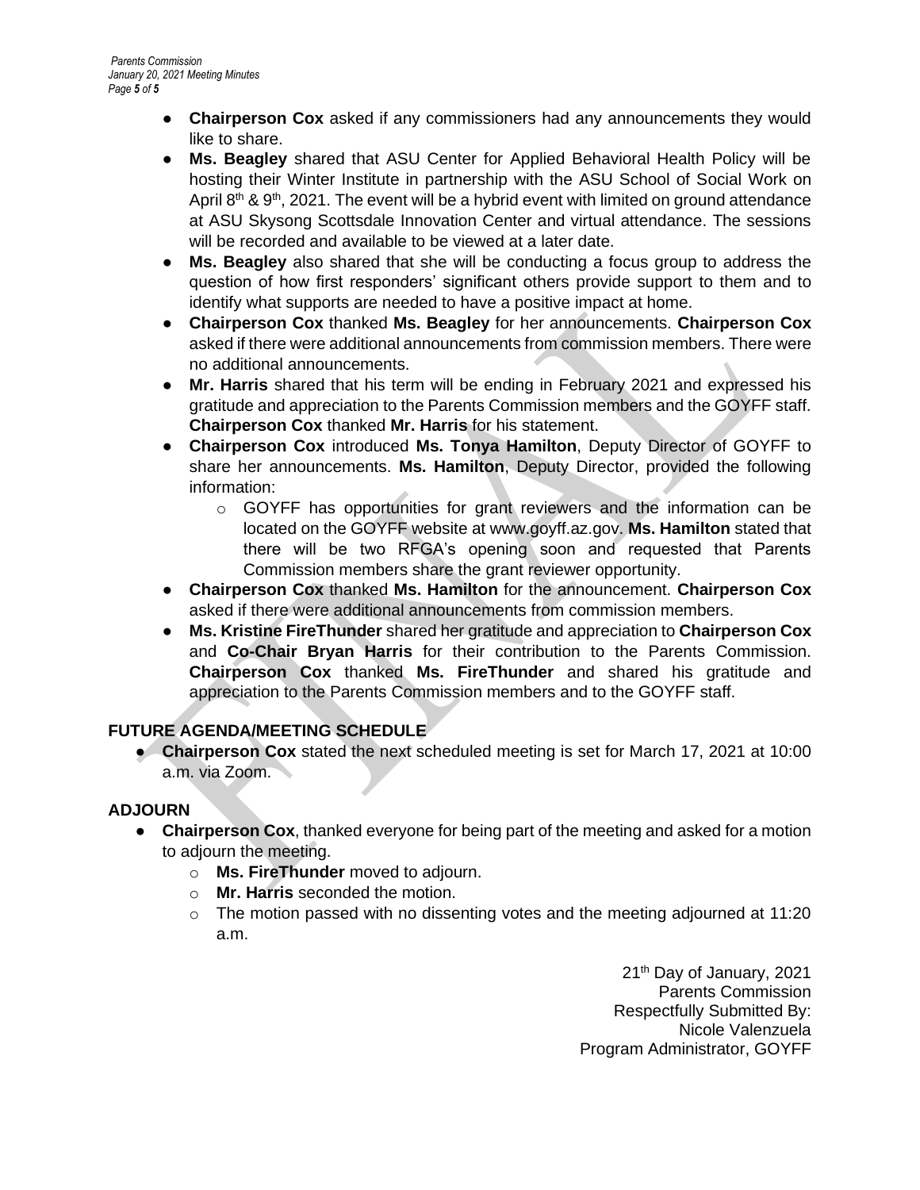- **Chairperson Cox** asked if any commissioners had any announcements they would like to share.
- **Ms. Beagley** shared that ASU Center for Applied Behavioral Health Policy will be hosting their Winter Institute in partnership with the ASU School of Social Work on April 8th & 9th, 2021. The event will be a hybrid event with limited on ground attendance at ASU Skysong Scottsdale Innovation Center and virtual attendance. The sessions will be recorded and available to be viewed at a later date.
- **Ms. Beagley** also shared that she will be conducting a focus group to address the question of how first responders' significant others provide support to them and to identify what supports are needed to have a positive impact at home.
- **Chairperson Cox** thanked **Ms. Beagley** for her announcements. **Chairperson Cox** asked if there were additional announcements from commission members. There were no additional announcements.
- **Mr. Harris** shared that his term will be ending in February 2021 and expressed his gratitude and appreciation to the Parents Commission members and the GOYFF staff. **Chairperson Cox** thanked **Mr. Harris** for his statement.
- **Chairperson Cox** introduced **Ms. Tonya Hamilton**, Deputy Director of GOYFF to share her announcements. **Ms. Hamilton**, Deputy Director, provided the following information:
  - GOYFF has opportunities for grant reviewers and the information can be located on the GOYFF website at www.goyff.az.gov. **Ms. Hamilton** stated that there will be two RFGA's opening soon and requested that Parents Commission members share the grant reviewer opportunity.
- **Chairperson Cox** thanked **Ms. Hamilton** for the announcement. **Chairperson Cox** asked if there were additional announcements from commission members.
- **Ms. Kristine FireThunder** shared her gratitude and appreciation to **Chairperson Cox** and **Co-Chair Bryan Harris** for their contribution to the Parents Commission. **Chairperson Cox** thanked **Ms. FireThunder** and shared his gratitude and appreciation to the Parents Commission members and to the GOYFF staff.

## FUTURE AGENDA/MEETING SCHEDULE

- **Chairperson Cox** stated the next scheduled meeting is set for March 17, 2021 at 10:00 a.m. via Zoom.

## ADJOURN

- **Chairperson Cox**, thanked everyone for being part of the meeting and asked for a motion to adjourn the meeting.
  - **Ms. FireThunder** moved to adjourn.
  - **Mr. Harris** seconded the motion.
  - The motion passed with no dissenting votes and the meeting adjourned at 11:20 a.m.

21th Day of January, 2021
Parents Commission
Respectfully Submitted By:
Nicole Valenzuela
Program Administrator, GOYFF